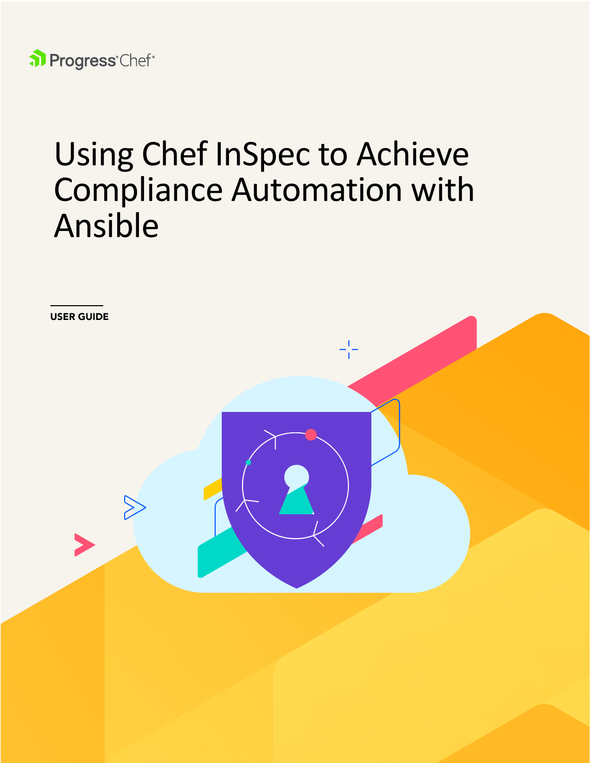Progress® Chef®

# Using Chef InSpec to Achieve Compliance Automation with Ansible

**USER GUIDE**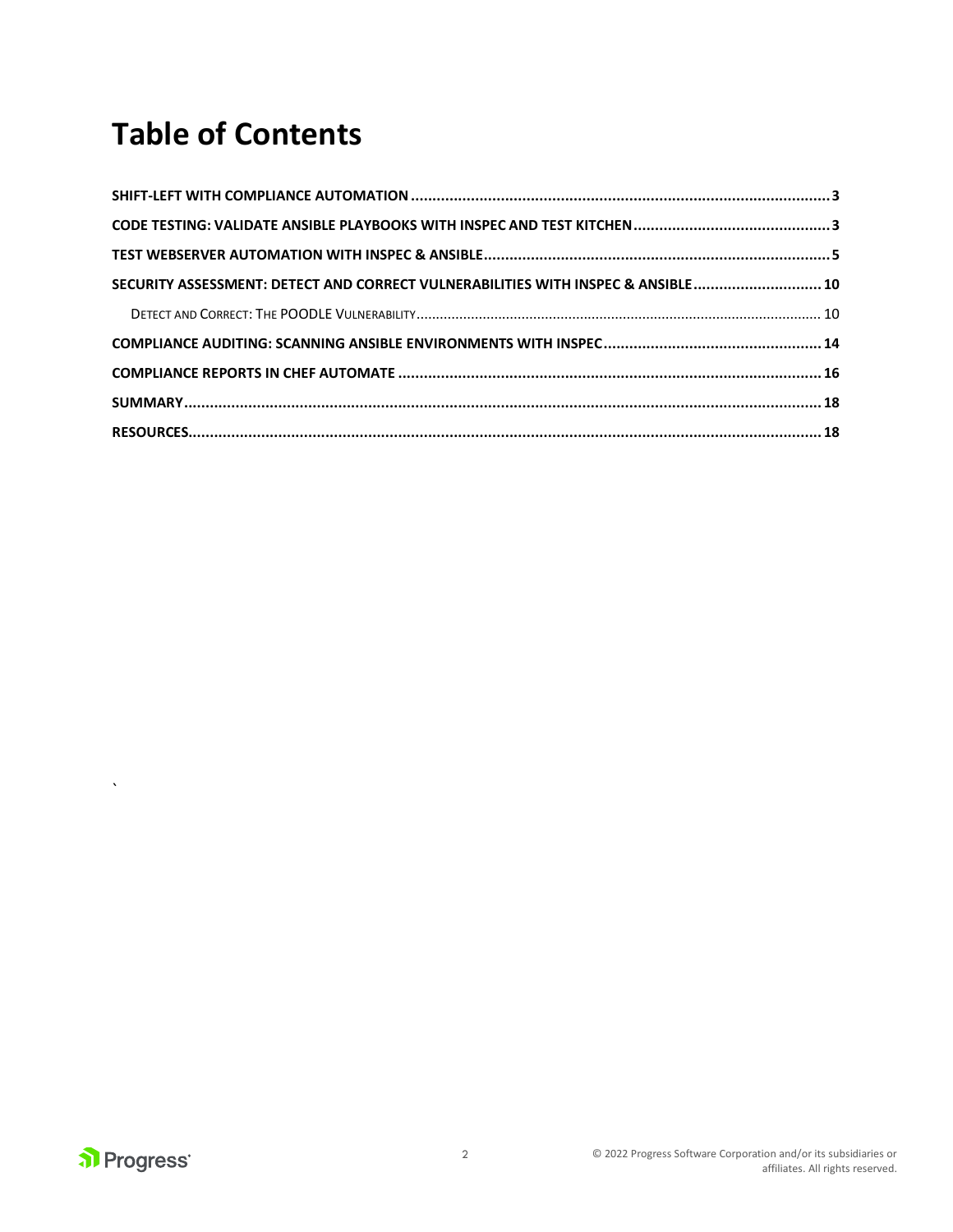# Table of Contents

**SHIFT-LEFT WITH COMPLIANCE AUTOMATION** ........ 3

**CODE TESTING: VALIDATE ANSIBLE PLAYBOOKS WITH INSPEC AND TEST KITCHEN** ........ 3

**TEST WEBSERVER AUTOMATION WITH INSPEC & ANSIBLE** ........ 5

**SECURITY ASSESSMENT: DETECT AND CORRECT VULNERABILITIES WITH INSPEC & ANSIBLE** ........ 10

- DETECT AND CORRECT: THE POODLE VULNERABILITY ........ 10

**COMPLIANCE AUDITING: SCANNING ANSIBLE ENVIRONMENTS WITH INSPEC** ........ 14

**COMPLIANCE REPORTS IN CHEF AUTOMATE** ........ 16

**SUMMARY** ........ 18

**RESOURCES** ........ 18

`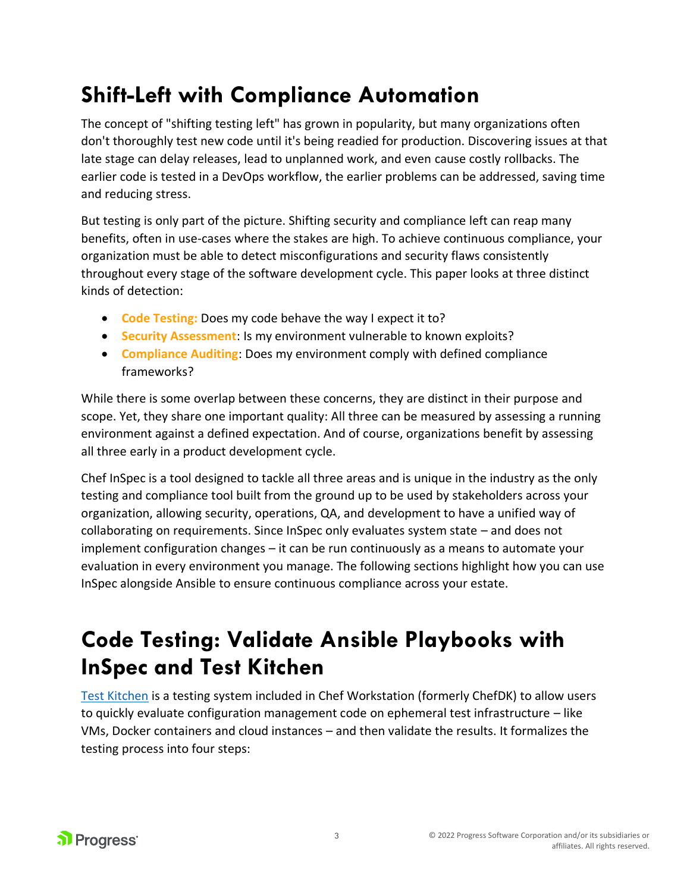# Shift-Left with Compliance Automation

The concept of "shifting testing left" has grown in popularity, but many organizations often don't thoroughly test new code until it's being readied for production. Discovering issues at that late stage can delay releases, lead to unplanned work, and even cause costly rollbacks. The earlier code is tested in a DevOps workflow, the earlier problems can be addressed, saving time and reducing stress.

But testing is only part of the picture. Shifting security and compliance left can reap many benefits, often in use-cases where the stakes are high. To achieve continuous compliance, your organization must be able to detect misconfigurations and security flaws consistently throughout every stage of the software development cycle. This paper looks at three distinct kinds of detection:

- **Code Testing:** Does my code behave the way I expect it to?
- **Security Assessment**: Is my environment vulnerable to known exploits?
- **Compliance Auditing**: Does my environment comply with defined compliance frameworks?

While there is some overlap between these concerns, they are distinct in their purpose and scope. Yet, they share one important quality: All three can be measured by assessing a running environment against a defined expectation. And of course, organizations benefit by assessing all three early in a product development cycle.

Chef InSpec is a tool designed to tackle all three areas and is unique in the industry as the only testing and compliance tool built from the ground up to be used by stakeholders across your organization, allowing security, operations, QA, and development to have a unified way of collaborating on requirements. Since InSpec only evaluates system state – and does not implement configuration changes – it can be run continuously as a means to automate your evaluation in every environment you manage. The following sections highlight how you can use InSpec alongside Ansible to ensure continuous compliance across your estate.

# Code Testing: Validate Ansible Playbooks with InSpec and Test Kitchen

[Test Kitchen] is a testing system included in Chef Workstation (formerly ChefDK) to allow users to quickly evaluate configuration management code on ephemeral test infrastructure – like VMs, Docker containers and cloud instances – and then validate the results. It formalizes the testing process into four steps: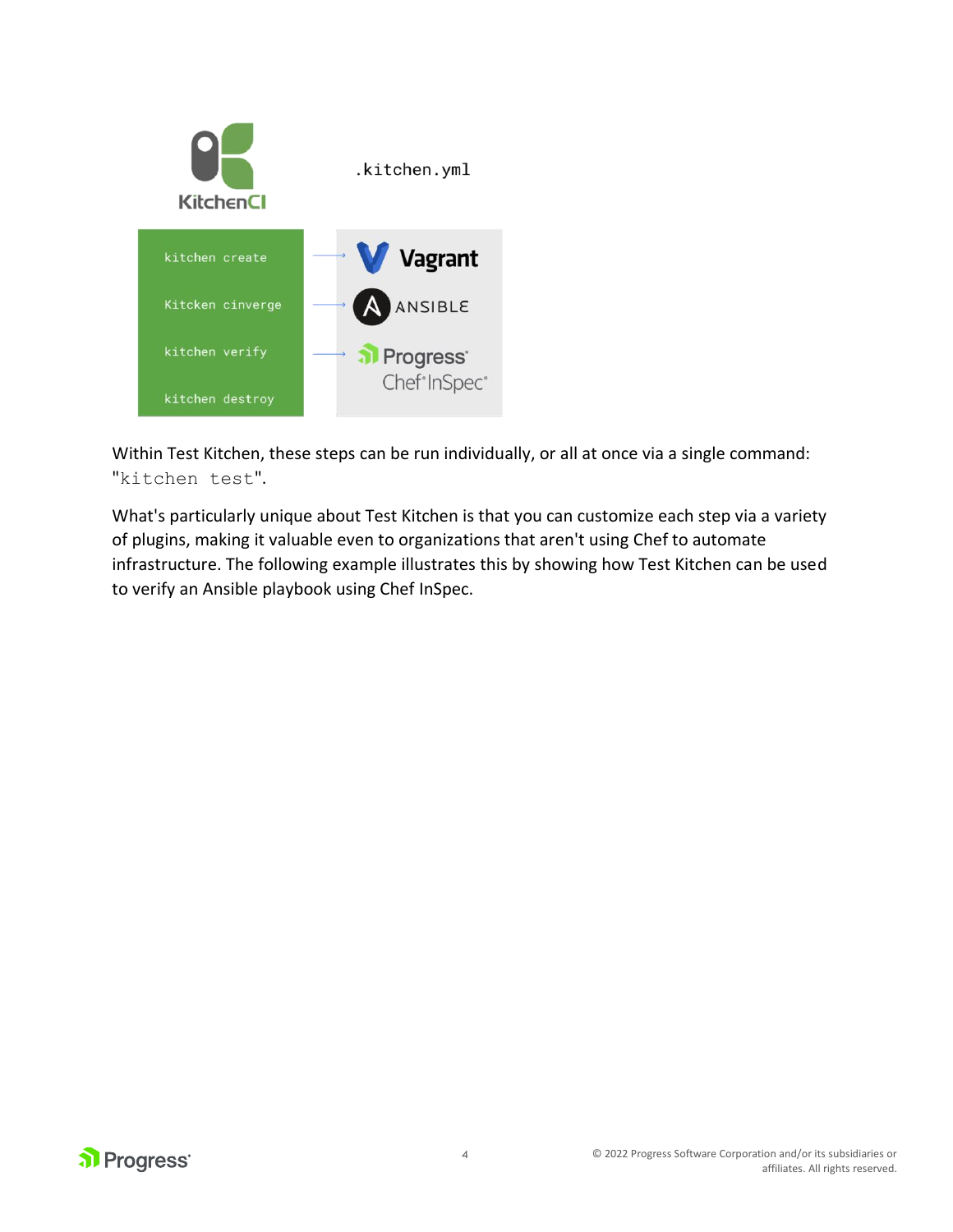KitchenCI

.kitchen.yml

| | |
|---|---|
| kitchen create | Vagrant |
| Kitcken cinverge | ANSIBLE |
| kitchen verify | Progress Chef InSpec |
| kitchen destroy | |

Within Test Kitchen, these steps can be run individually, or all at once via a single command: "`kitchen test`".

What's particularly unique about Test Kitchen is that you can customize each step via a variety of plugins, making it valuable even to organizations that aren't using Chef to automate infrastructure. The following example illustrates this by showing how Test Kitchen can be used to verify an Ansible playbook using Chef InSpec.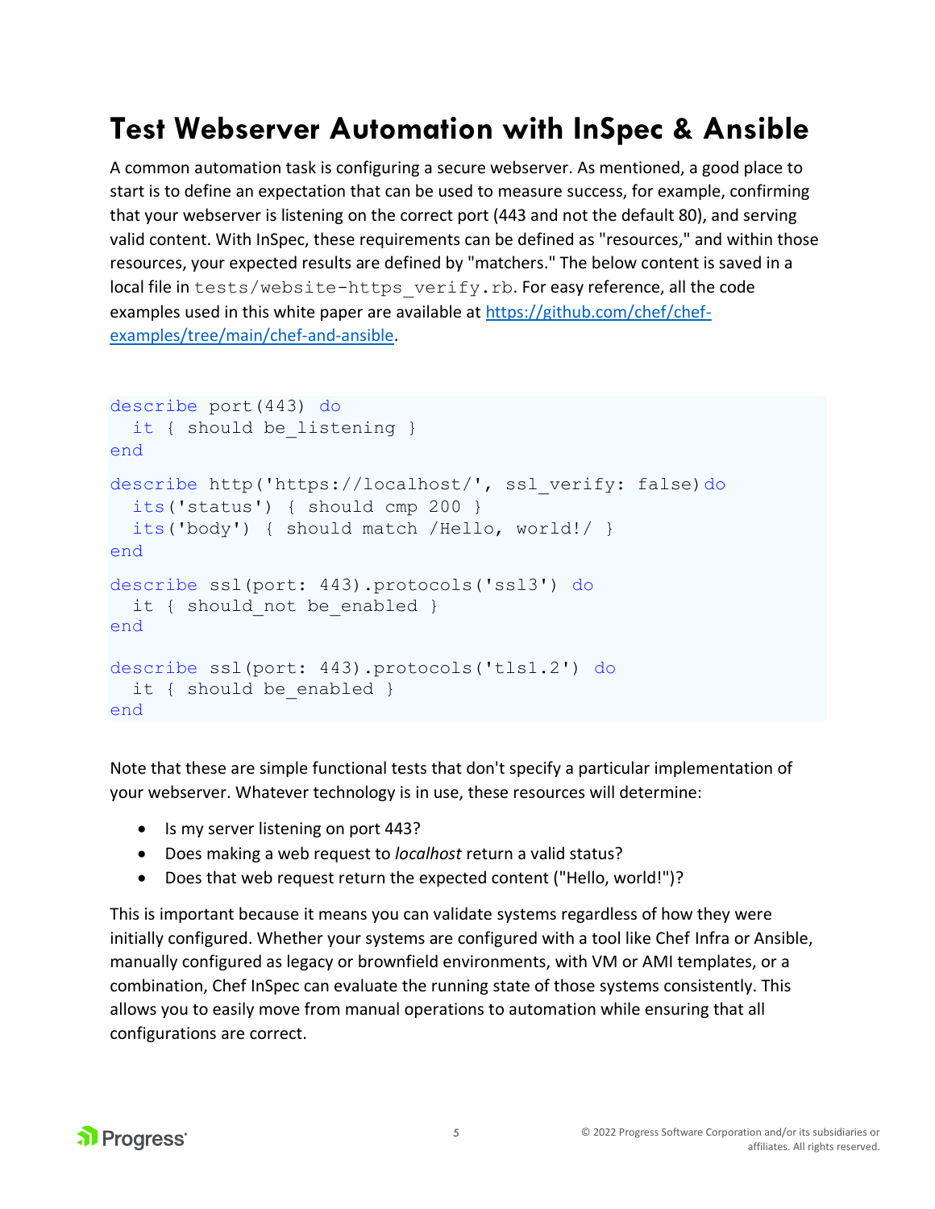# Test Webserver Automation with InSpec & Ansible

A common automation task is configuring a secure webserver. As mentioned, a good place to start is to define an expectation that can be used to measure success, for example, confirming that your webserver is listening on the correct port (443 and not the default 80), and serving valid content. With InSpec, these requirements can be defined as "resources," and within those resources, your expected results are defined by "matchers." The below content is saved in a local file in `tests/website-https_verify.rb`. For easy reference, all the code examples used in this white paper are available at [https://github.com/chef/chef-examples/tree/main/chef-and-ansible](https://github.com/chef/chef-examples/tree/main/chef-and-ansible).

```
describe port(443) do
  it { should be_listening }
end

describe http('https://localhost/', ssl_verify: false)do
  its('status') { should cmp 200 }
  its('body') { should match /Hello, world!/ }
end

describe ssl(port: 443).protocols('ssl3') do
  it { should_not be_enabled }
end

describe ssl(port: 443).protocols('tls1.2') do
  it { should be_enabled }
end
```

Note that these are simple functional tests that don't specify a particular implementation of your webserver. Whatever technology is in use, these resources will determine:

- Is my server listening on port 443?
- Does making a web request to *localhost* return a valid status?
- Does that web request return the expected content ("Hello, world!")?

This is important because it means you can validate systems regardless of how they were initially configured. Whether your systems are configured with a tool like Chef Infra or Ansible, manually configured as legacy or brownfield environments, with VM or AMI templates, or a combination, Chef InSpec can evaluate the running state of those systems consistently. This allows you to easily move from manual operations to automation while ensuring that all configurations are correct.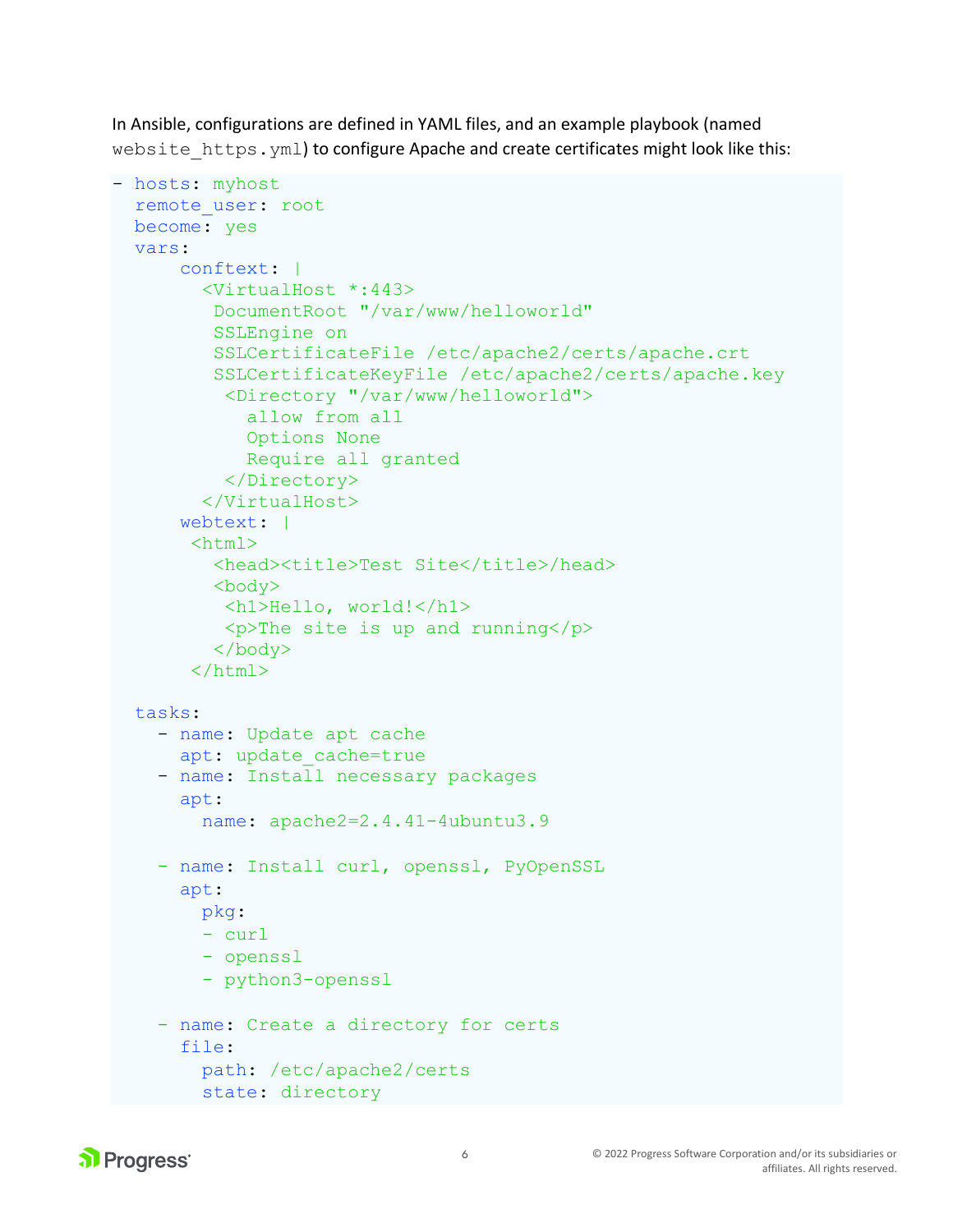In Ansible, configurations are defined in YAML files, and an example playbook (named `website_https.yml`) to configure Apache and create certificates might look like this:

```
- hosts: myhost
  remote_user: root
  become: yes
  vars:
      conftext: |
        <VirtualHost *:443>
         DocumentRoot "/var/www/helloworld"
         SSLEngine on
         SSLCertificateFile /etc/apache2/certs/apache.crt
         SSLCertificateKeyFile /etc/apache2/certs/apache.key
          <Directory "/var/www/helloworld">
            allow from all
            Options None
            Require all granted
          </Directory>
        </VirtualHost>
      webtext: |
       <html>
         <head><title>Test Site</title>/head>
         <body>
          <h1>Hello, world!</h1>
          <p>The site is up and running</p>
         </body>
       </html>

  tasks:
    - name: Update apt cache
      apt: update_cache=true
    - name: Install necessary packages
      apt:
        name: apache2=2.4.41-4ubuntu3.9

    - name: Install curl, openssl, PyOpenSSL
      apt:
        pkg:
        - curl
        - openssl
        - python3-openssl

    - name: Create a directory for certs
      file:
        path: /etc/apache2/certs
        state: directory
```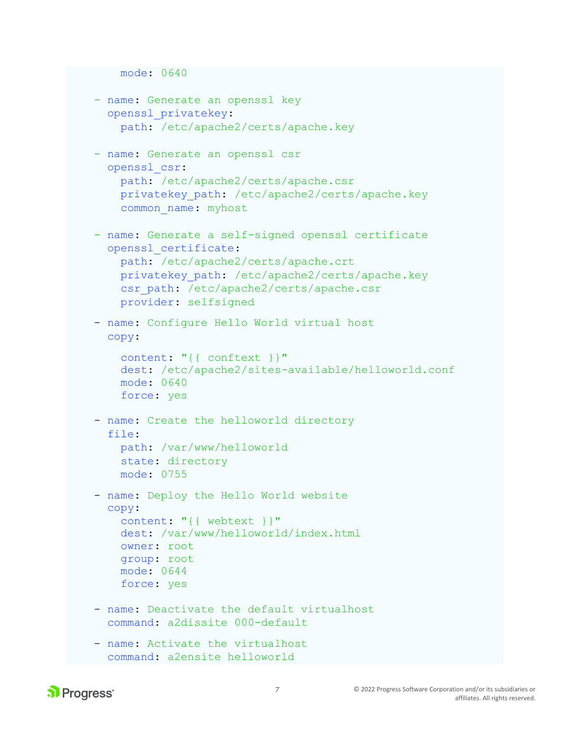```yaml
        mode: 0640

    - name: Generate an openssl key
      openssl_privatekey:
        path: /etc/apache2/certs/apache.key

    - name: Generate an openssl csr
      openssl_csr:
        path: /etc/apache2/certs/apache.csr
        privatekey_path: /etc/apache2/certs/apache.key
        common_name: myhost

    - name: Generate a self-signed openssl certificate
      openssl_certificate:
        path: /etc/apache2/certs/apache.crt
        privatekey_path: /etc/apache2/certs/apache.key
        csr_path: /etc/apache2/certs/apache.csr
        provider: selfsigned

    - name: Configure Hello World virtual host
      copy:

        content: "{{ conftext }}"
        dest: /etc/apache2/sites-available/helloworld.conf
        mode: 0640
        force: yes

    - name: Create the helloworld directory
      file:
        path: /var/www/helloworld
        state: directory
        mode: 0755

    - name: Deploy the Hello World website
      copy:
        content: "{{ webtext }}"
        dest: /var/www/helloworld/index.html
        owner: root
        group: root
        mode: 0644
        force: yes

    - name: Deactivate the default virtualhost
      command: a2dissite 000-default

    - name: Activate the virtualhost
      command: a2ensite helloworld
```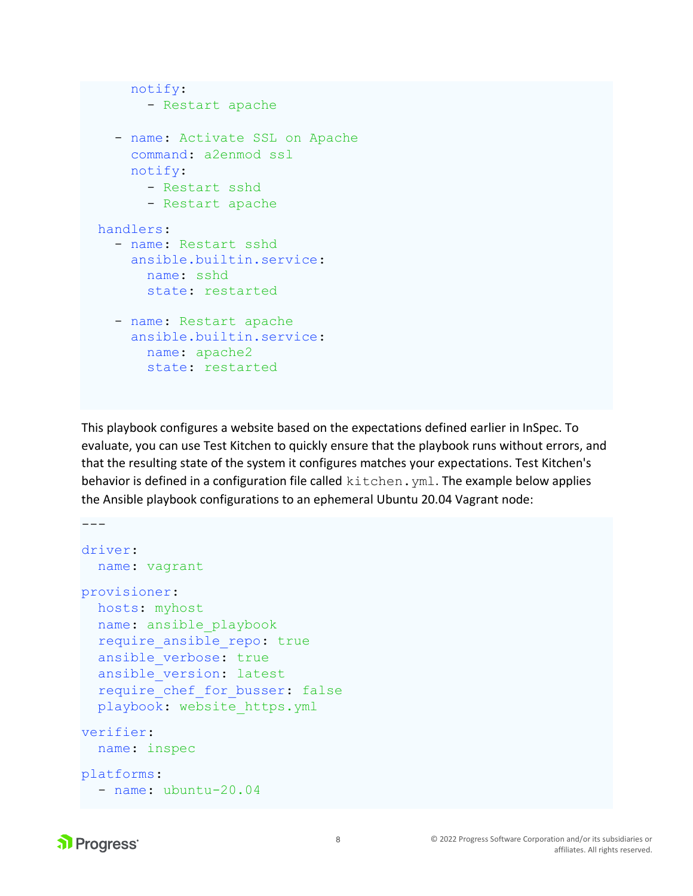```
      notify:
        - Restart apache

    - name: Activate SSL on Apache
      command: a2enmod ssl
      notify:
        - Restart sshd
        - Restart apache

  handlers:
    - name: Restart sshd
      ansible.builtin.service:
        name: sshd
        state: restarted

    - name: Restart apache
      ansible.builtin.service:
        name: apache2
        state: restarted
```

This playbook configures a website based on the expectations defined earlier in InSpec. To evaluate, you can use Test Kitchen to quickly ensure that the playbook runs without errors, and that the resulting state of the system it configures matches your expectations. Test Kitchen's behavior is defined in a configuration file called `kitchen.yml`. The example below applies the Ansible playbook configurations to an ephemeral Ubuntu 20.04 Vagrant node:

```
---

driver:
  name: vagrant

provisioner:
  hosts: myhost
  name: ansible_playbook
  require_ansible_repo: true
  ansible_verbose: true
  ansible_version: latest
  require_chef_for_busser: false
  playbook: website_https.yml

verifier:
  name: inspec

platforms:
  - name: ubuntu-20.04
```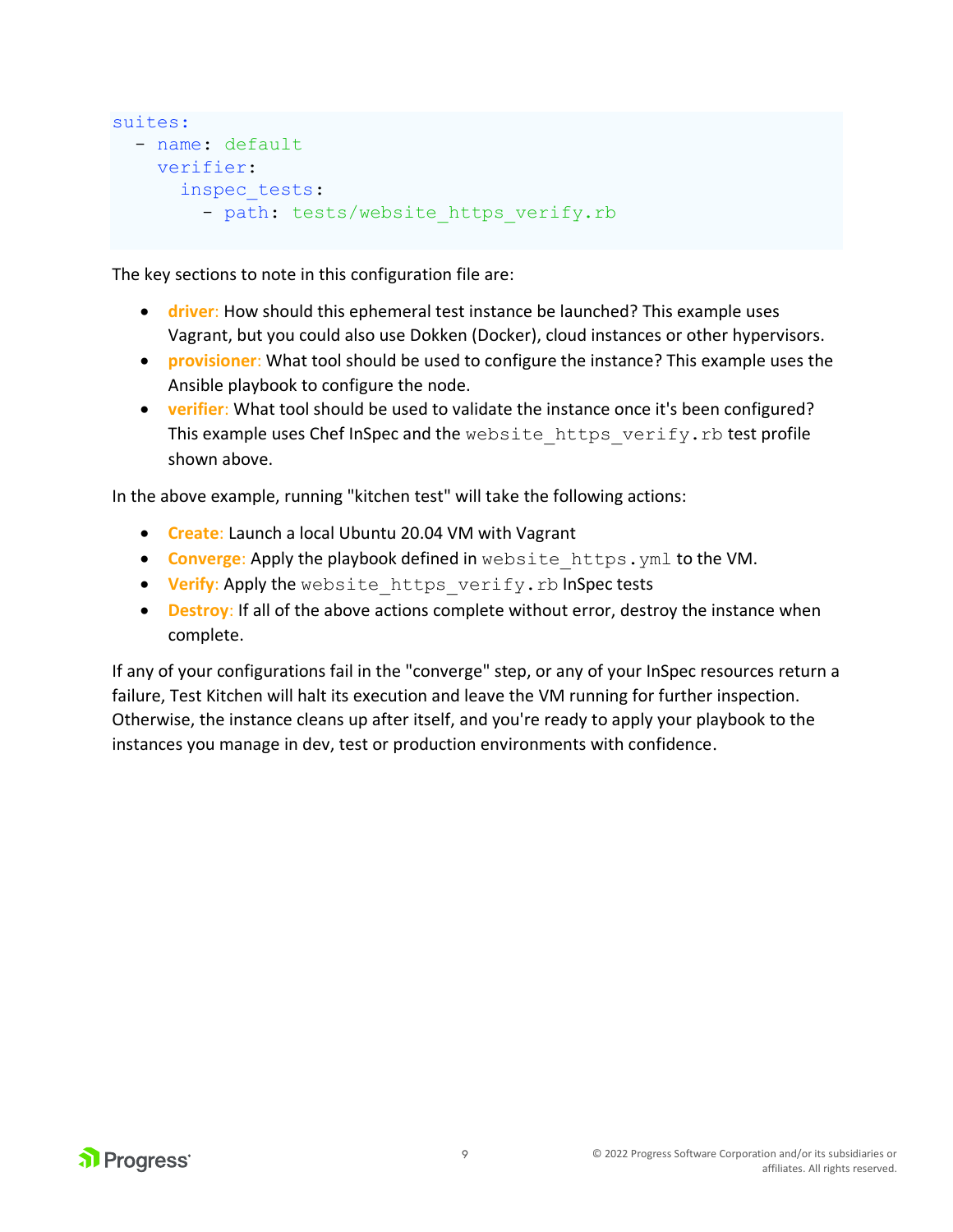```yaml
suites:
  - name: default
    verifier:
      inspec_tests:
        - path: tests/website_https_verify.rb
```

The key sections to note in this configuration file are:

- **driver**: How should this ephemeral test instance be launched? This example uses Vagrant, but you could also use Dokken (Docker), cloud instances or other hypervisors.
- **provisioner**: What tool should be used to configure the instance? This example uses the Ansible playbook to configure the node.
- **verifier**: What tool should be used to validate the instance once it's been configured? This example uses Chef InSpec and the `website_https_verify.rb` test profile shown above.

In the above example, running "kitchen test" will take the following actions:

- **Create**: Launch a local Ubuntu 20.04 VM with Vagrant
- **Converge**: Apply the playbook defined in `website_https.yml` to the VM.
- **Verify**: Apply the `website_https_verify.rb` InSpec tests
- **Destroy**: If all of the above actions complete without error, destroy the instance when complete.

If any of your configurations fail in the "converge" step, or any of your InSpec resources return a failure, Test Kitchen will halt its execution and leave the VM running for further inspection. Otherwise, the instance cleans up after itself, and you're ready to apply your playbook to the instances you manage in dev, test or production environments with confidence.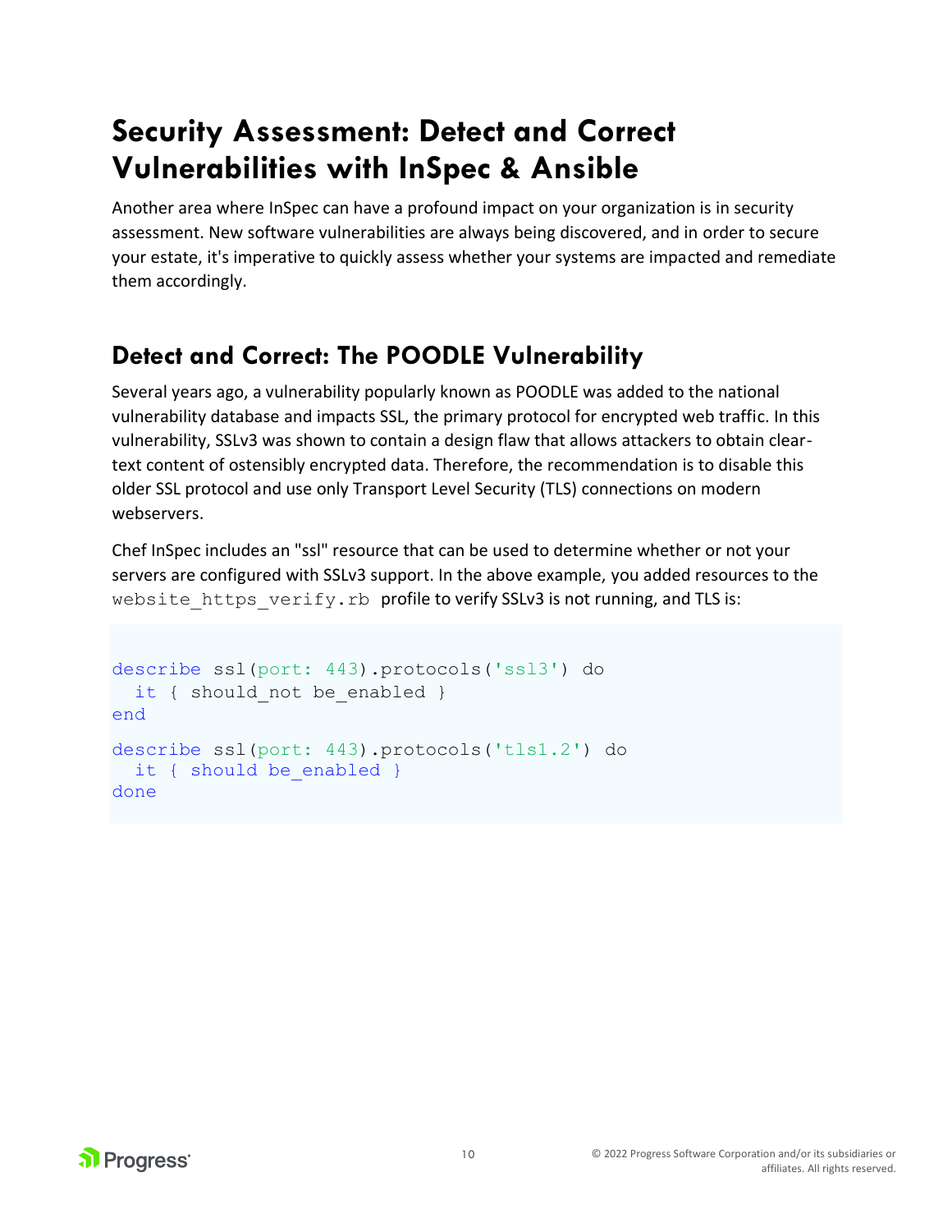# Security Assessment: Detect and Correct Vulnerabilities with InSpec & Ansible

Another area where InSpec can have a profound impact on your organization is in security assessment. New software vulnerabilities are always being discovered, and in order to secure your estate, it's imperative to quickly assess whether your systems are impacted and remediate them accordingly.

## Detect and Correct: The POODLE Vulnerability

Several years ago, a vulnerability popularly known as POODLE was added to the national vulnerability database and impacts SSL, the primary protocol for encrypted web traffic. In this vulnerability, SSLv3 was shown to contain a design flaw that allows attackers to obtain clear-text content of ostensibly encrypted data. Therefore, the recommendation is to disable this older SSL protocol and use only Transport Level Security (TLS) connections on modern webservers.

Chef InSpec includes an "ssl" resource that can be used to determine whether or not your servers are configured with SSLv3 support. In the above example, you added resources to the `website_https_verify.rb` profile to verify SSLv3 is not running, and TLS is:

```
describe ssl(port: 443).protocols('ssl3') do
  it { should_not be_enabled }
end

describe ssl(port: 443).protocols('tls1.2') do
  it { should be_enabled }
done
```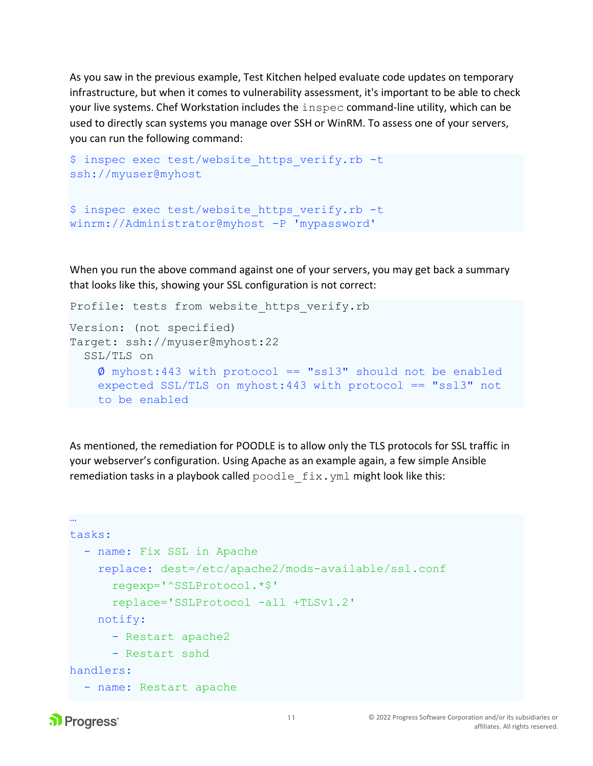As you saw in the previous example, Test Kitchen helped evaluate code updates on temporary infrastructure, but when it comes to vulnerability assessment, it's important to be able to check your live systems. Chef Workstation includes the `inspec` command-line utility, which can be used to directly scan systems you manage over SSH or WinRM. To assess one of your servers, you can run the following command:

```
$ inspec exec test/website_https_verify.rb -t
ssh://myuser@myhost

$ inspec exec test/website_https_verify.rb -t
winrm://Administrator@myhost -P 'mypassword'
```

When you run the above command against one of your servers, you may get back a summary that looks like this, showing your SSL configuration is not correct:

```
Profile: tests from website_https_verify.rb
Version: (not specified)
Target: ssh://myuser@myhost:22
  SSL/TLS on
    Ø myhost:443 with protocol == "ssl3" should not be enabled
    expected SSL/TLS on myhost:443 with protocol == "ssl3" not
    to be enabled
```

As mentioned, the remediation for POODLE is to allow only the TLS protocols for SSL traffic in your webserver's configuration. Using Apache as an example again, a few simple Ansible remediation tasks in a playbook called `poodle_fix.yml` might look like this:

```
…
tasks:
  - name: Fix SSL in Apache
    replace: dest=/etc/apache2/mods-available/ssl.conf
      regexp='^SSLProtocol.*$'
      replace='SSLProtocol -all +TLSv1.2'
    notify:
      - Restart apache2
      - Restart sshd
handlers:
  - name: Restart apache
```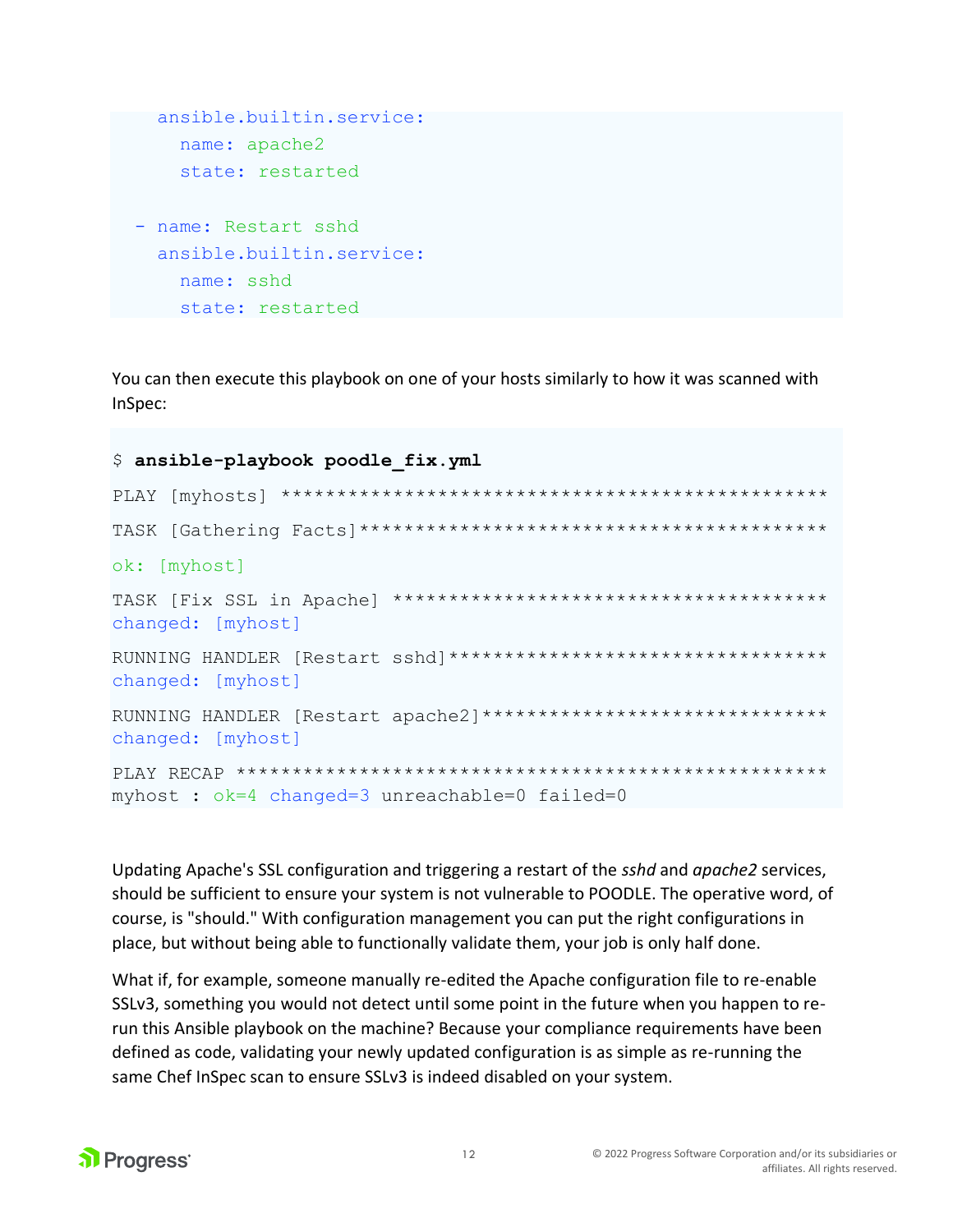```yaml
    ansible.builtin.service:
      name: apache2
      state: restarted

  - name: Restart sshd
    ansible.builtin.service:
      name: sshd
      state: restarted
```

You can then execute this playbook on one of your hosts similarly to how it was scanned with InSpec:

```
$ ansible-playbook poodle_fix.yml
PLAY [myhosts] **************************************************
TASK [Gathering Facts]*******************************************
ok: [myhost]
TASK [Fix SSL in Apache] ****************************************
changed: [myhost]
RUNNING HANDLER [Restart sshd]***********************************
changed: [myhost]
RUNNING HANDLER [Restart apache2]********************************
changed: [myhost]
PLAY RECAP ******************************************************
myhost : ok=4 changed=3 unreachable=0 failed=0
```

Updating Apache's SSL configuration and triggering a restart of the *sshd* and *apache2* services, should be sufficient to ensure your system is not vulnerable to POODLE. The operative word, of course, is "should." With configuration management you can put the right configurations in place, but without being able to functionally validate them, your job is only half done.

What if, for example, someone manually re-edited the Apache configuration file to re-enable SSLv3, something you would not detect until some point in the future when you happen to re-run this Ansible playbook on the machine? Because your compliance requirements have been defined as code, validating your newly updated configuration is as simple as re-running the same Chef InSpec scan to ensure SSLv3 is indeed disabled on your system.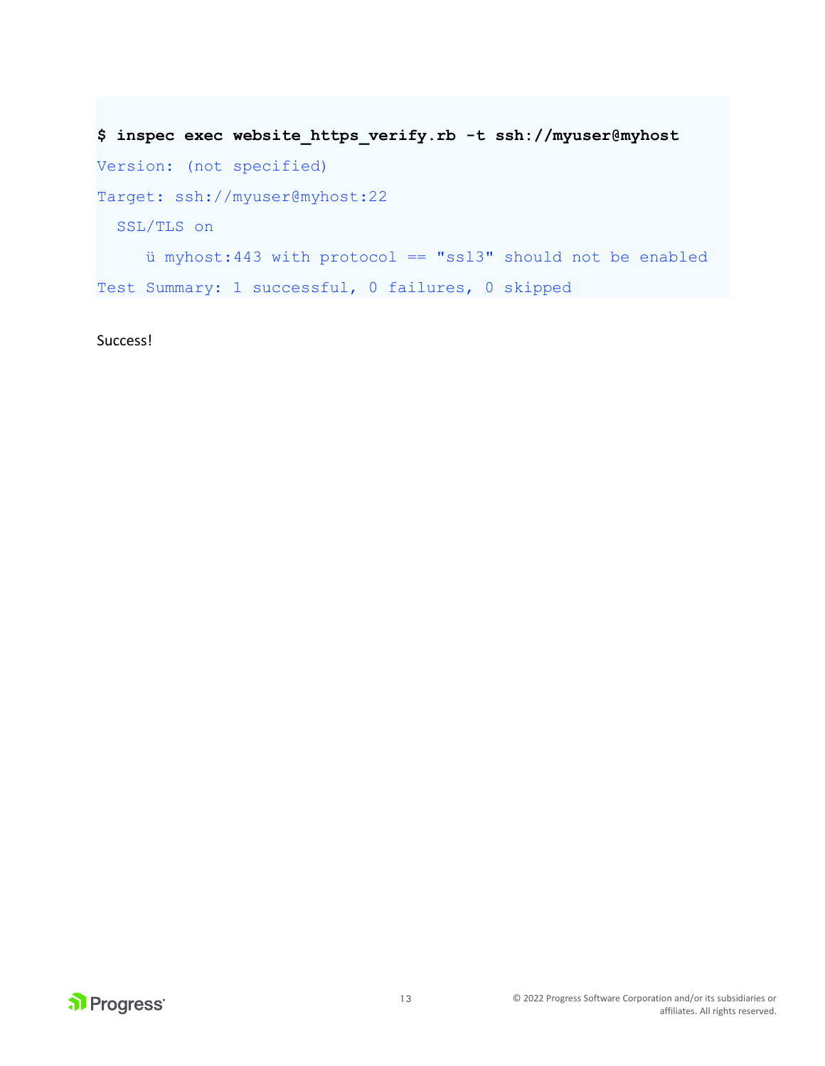```
$ inspec exec website_https_verify.rb -t ssh://myuser@myhost
Version: (not specified)
Target: ssh://myuser@myhost:22
  SSL/TLS on
     ü myhost:443 with protocol == "ssl3" should not be enabled
Test Summary: 1 successful, 0 failures, 0 skipped
```

Success!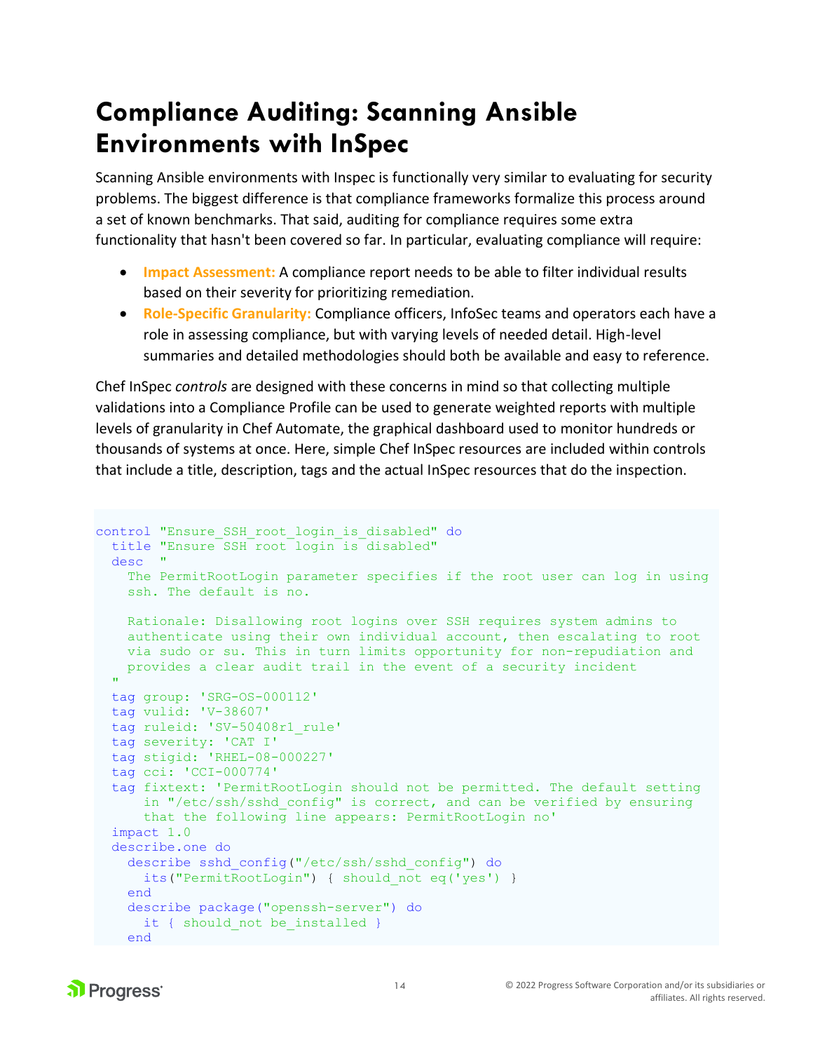# Compliance Auditing: Scanning Ansible Environments with InSpec

Scanning Ansible environments with Inspec is functionally very similar to evaluating for security problems. The biggest difference is that compliance frameworks formalize this process around a set of known benchmarks. That said, auditing for compliance requires some extra functionality that hasn't been covered so far. In particular, evaluating compliance will require:

- **Impact Assessment:** A compliance report needs to be able to filter individual results based on their severity for prioritizing remediation.
- **Role-Specific Granularity:** Compliance officers, InfoSec teams and operators each have a role in assessing compliance, but with varying levels of needed detail. High-level summaries and detailed methodologies should both be available and easy to reference.

Chef InSpec *controls* are designed with these concerns in mind so that collecting multiple validations into a Compliance Profile can be used to generate weighted reports with multiple levels of granularity in Chef Automate, the graphical dashboard used to monitor hundreds or thousands of systems at once. Here, simple Chef InSpec resources are included within controls that include a title, description, tags and the actual InSpec resources that do the inspection.

```
control "Ensure_SSH_root_login_is_disabled" do
  title "Ensure SSH root login is disabled"
  desc  "
    The PermitRootLogin parameter specifies if the root user can log in using
    ssh. The default is no.

    Rationale: Disallowing root logins over SSH requires system admins to
    authenticate using their own individual account, then escalating to root
    via sudo or su. This in turn limits opportunity for non-repudiation and
    provides a clear audit trail in the event of a security incident
  "
  tag group: 'SRG-OS-000112'
  tag vulid: 'V-38607'
  tag ruleid: 'SV-50408r1_rule'
  tag severity: 'CAT I'
  tag stigid: 'RHEL-08-000227'
  tag cci: 'CCI-000774'
  tag fixtext: 'PermitRootLogin should not be permitted. The default setting
      in "/etc/ssh/sshd_config" is correct, and can be verified by ensuring
      that the following line appears: PermitRootLogin no'
  impact 1.0
  describe.one do
    describe sshd_config("/etc/ssh/sshd_config") do
      its("PermitRootLogin") { should_not eq('yes') }
    end
    describe package("openssh-server") do
      it { should_not be_installed }
    end
```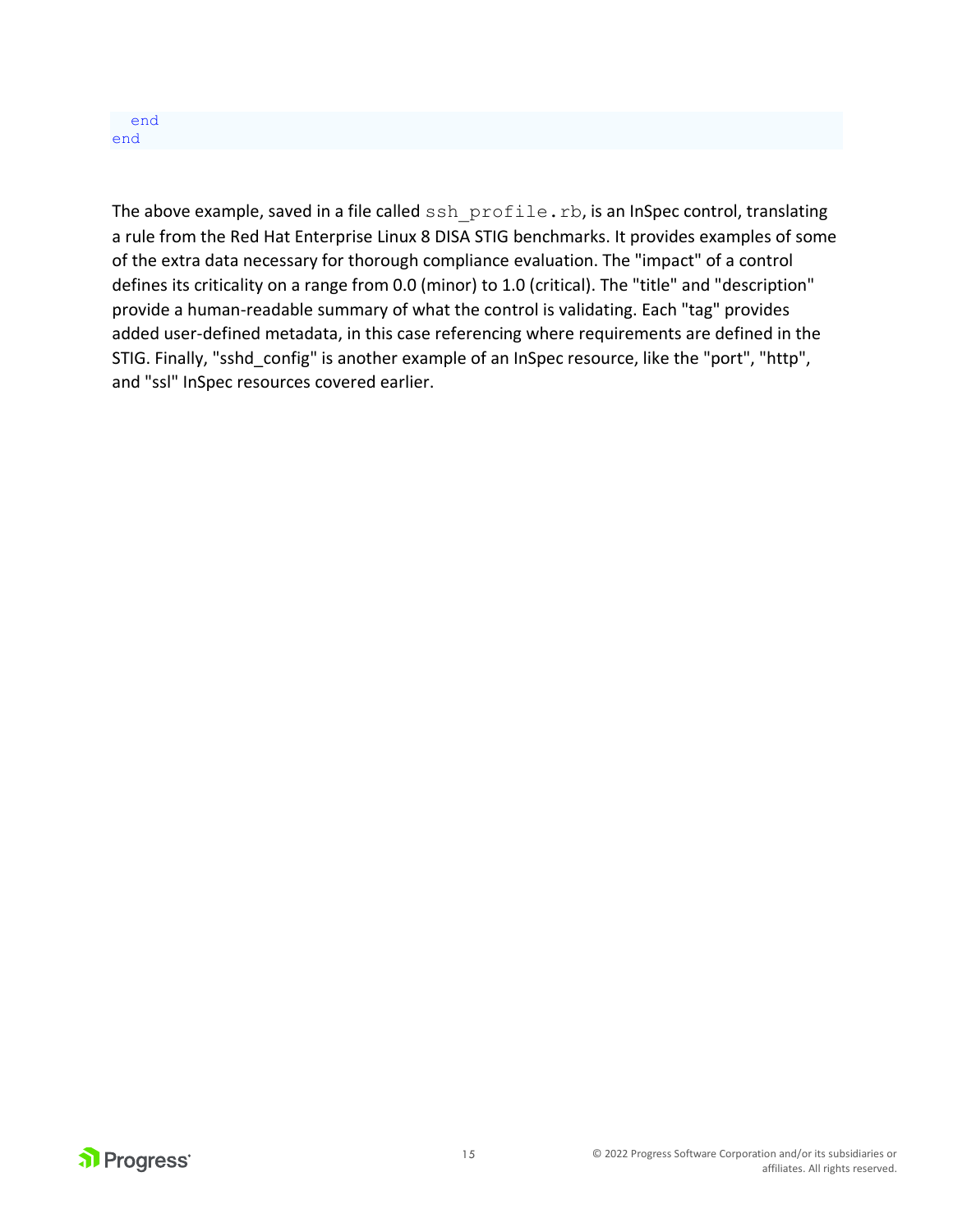```
  end
end
```

The above example, saved in a file called `ssh_profile.rb`, is an InSpec control, translating a rule from the Red Hat Enterprise Linux 8 DISA STIG benchmarks. It provides examples of some of the extra data necessary for thorough compliance evaluation. The "impact" of a control defines its criticality on a range from 0.0 (minor) to 1.0 (critical). The "title" and "description" provide a human-readable summary of what the control is validating. Each "tag" provides added user-defined metadata, in this case referencing where requirements are defined in the STIG. Finally, "sshd_config" is another example of an InSpec resource, like the "port", "http", and "ssl" InSpec resources covered earlier.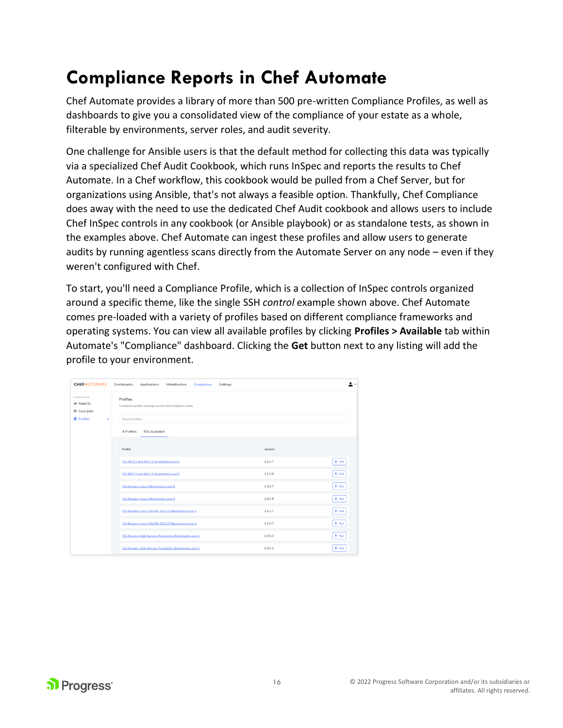# Compliance Reports in Chef Automate

Chef Automate provides a library of more than 500 pre-written Compliance Profiles, as well as dashboards to give you a consolidated view of the compliance of your estate as a whole, filterable by environments, server roles, and audit severity.

One challenge for Ansible users is that the default method for collecting this data was typically via a specialized Chef Audit Cookbook, which runs InSpec and reports the results to Chef Automate. In a Chef workflow, this cookbook would be pulled from a Chef Server, but for organizations using Ansible, that's not always a feasible option. Thankfully, Chef Compliance does away with the need to use the dedicated Chef Audit cookbook and allows users to include Chef InSpec controls in any cookbook (or Ansible playbook) or as standalone tests, as shown in the examples above. Chef Automate can ingest these profiles and allow users to generate audits by running agentless scans directly from the Automate Server on any node – even if they weren't configured with Chef.

To start, you'll need a Compliance Profile, which is a collection of InSpec controls organized around a specific theme, like the single SSH *control* example shown above. Chef Automate comes pre-loaded with a variety of profiles based on different compliance frameworks and operating systems. You can view all available profiles by clicking **Profiles > Available** tab within Automate's "Compliance" dashboard. Clicking the **Get** button next to any listing will add the profile to your environment.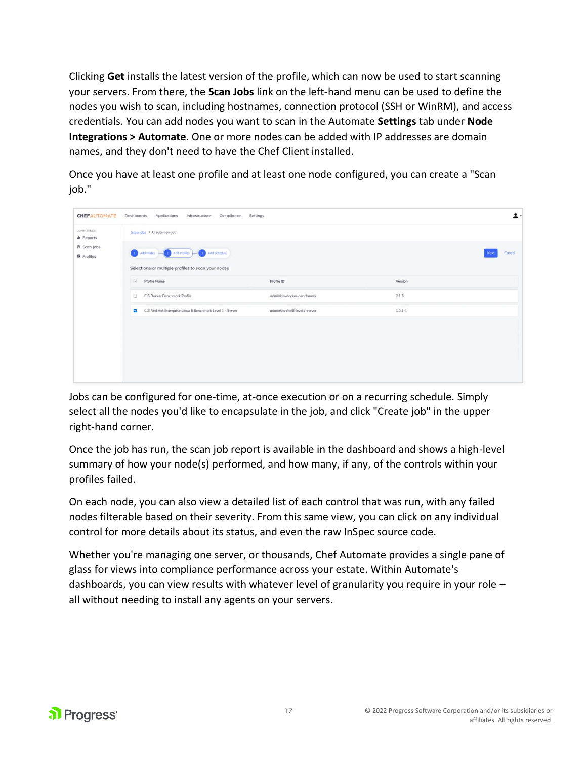Clicking **Get** installs the latest version of the profile, which can now be used to start scanning your servers. From there, the **Scan Jobs** link on the left-hand menu can be used to define the nodes you wish to scan, including hostnames, connection protocol (SSH or WinRM), and access credentials. You can add nodes you want to scan in the Automate **Settings** tab under **Node Integrations > Automate**. One or more nodes can be added with IP addresses are domain names, and they don't need to have the Chef Client installed.

Once you have at least one profile and at least one node configured, you can create a "Scan job."

Jobs can be configured for one-time, at-once execution or on a recurring schedule. Simply select all the nodes you'd like to encapsulate in the job, and click "Create job" in the upper right-hand corner.

Once the job has run, the scan job report is available in the dashboard and shows a high-level summary of how your node(s) performed, and how many, if any, of the controls within your profiles failed.

On each node, you can also view a detailed list of each control that was run, with any failed nodes filterable based on their severity. From this same view, you can click on any individual control for more details about its status, and even the raw InSpec source code.

Whether you're managing one server, or thousands, Chef Automate provides a single pane of glass for views into compliance performance across your estate. Within Automate's dashboards, you can view results with whatever level of granularity you require in your role – all without needing to install any agents on your servers.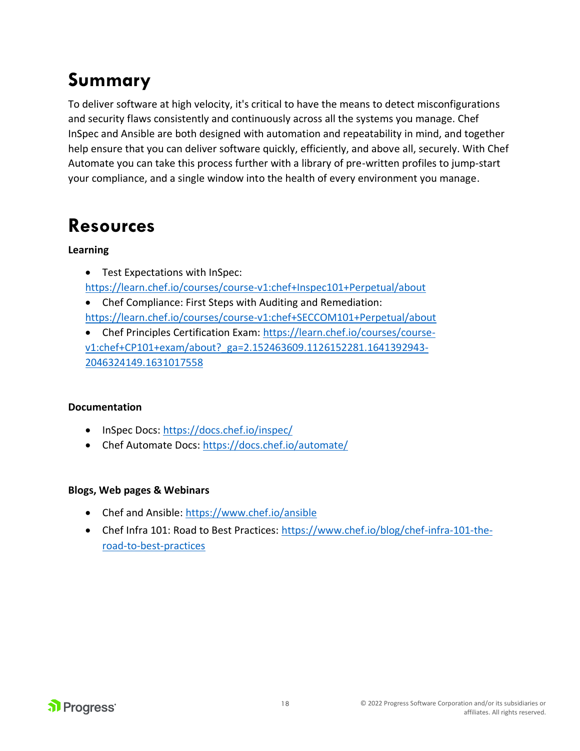# Summary

To deliver software at high velocity, it's critical to have the means to detect misconfigurations and security flaws consistently and continuously across all the systems you manage. Chef InSpec and Ansible are both designed with automation and repeatability in mind, and together help ensure that you can deliver software quickly, efficiently, and above all, securely. With Chef Automate you can take this process further with a library of pre-written profiles to jump-start your compliance, and a single window into the health of every environment you manage.

# Resources

**Learning**

- Test Expectations with InSpec: https://learn.chef.io/courses/course-v1:chef+Inspec101+Perpetual/about
- Chef Compliance: First Steps with Auditing and Remediation: https://learn.chef.io/courses/course-v1:chef+SECCOM101+Perpetual/about
- Chef Principles Certification Exam: https://learn.chef.io/courses/course-v1:chef+CP101+exam/about?_ga=2.152463609.1126152281.1641392943-2046324149.1631017558

**Documentation**

- InSpec Docs: https://docs.chef.io/inspec/
- Chef Automate Docs: https://docs.chef.io/automate/

**Blogs, Web pages & Webinars**

- Chef and Ansible: https://www.chef.io/ansible
- Chef Infra 101: Road to Best Practices: https://www.chef.io/blog/chef-infra-101-the-road-to-best-practices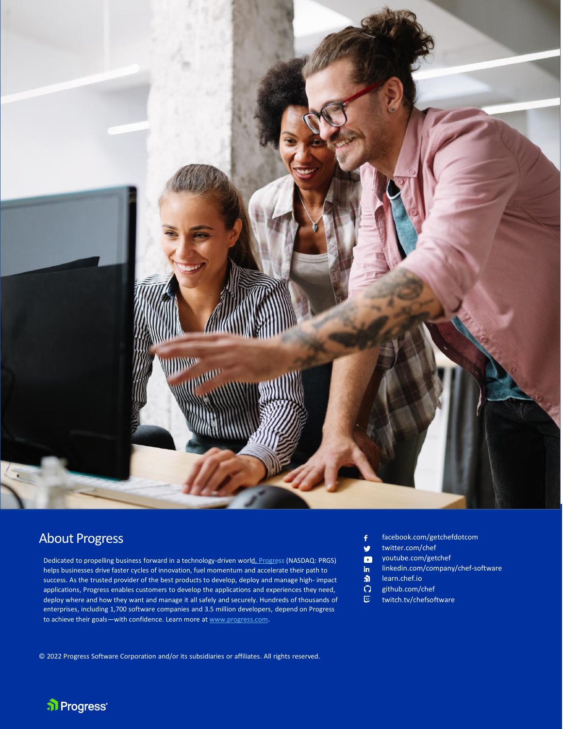## About Progress

Dedicated to propelling business forward in a technology-driven world, Progress (NASDAQ: PRGS) helps businesses drive faster cycles of innovation, fuel momentum and accelerate their path to success. As the trusted provider of the best products to develop, deploy and manage high- impact applications, Progress enables customers to develop the applications and experiences they need, deploy where and how they want and manage it all safely and securely. Hundreds of thousands of enterprises, including 1,700 software companies and 3.5 million developers, depend on Progress to achieve their goals—with confidence. Learn more at www.progress.com.

- facebook.com/getchefdotcom
- twitter.com/chef
- youtube.com/getchef
- linkedin.com/company/chef-software
- learn.chef.io
- github.com/chef
- twitch.tv/chefsoftware

© 2022 Progress Software Corporation and/or its subsidiaries or affiliates. All rights reserved.

Progress